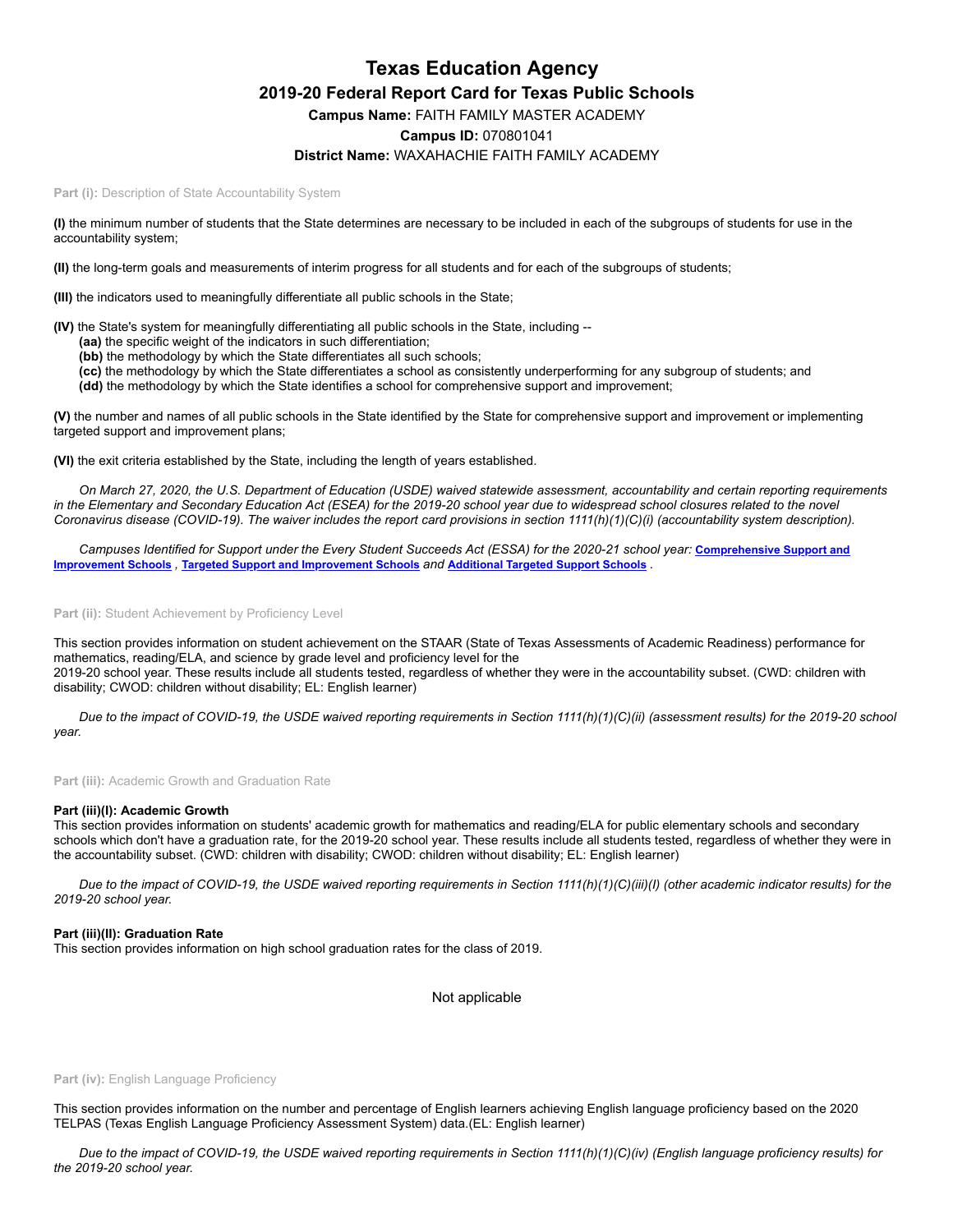# Texas Education Agency

## 2019-20 Federal Report Card for Texas Public Schools

**Campus Name:** FAITH FAMILY MASTER ACADEMY

**Campus ID:** 070801041

**District Name:** WAXAHACHIE FAITH FAMILY ACADEMY

**Part (i):** Description of State Accountability System

**(I)** the minimum number of students that the State determines are necessary to be included in each of the subgroups of students for use in the accountability system;

**(II)** the long-term goals and measurements of interim progress for all students and for each of the subgroups of students;

**(III)** the indicators used to meaningfully differentiate all public schools in the State;

**(IV)** the State's system for meaningfully differentiating all public schools in the State, including --

- **(aa)** the specific weight of the indicators in such differentiation;
- **(bb)** the methodology by which the State differentiates all such schools;
- **(cc)** the methodology by which the State differentiates a school as consistently underperforming for any subgroup of students; and
- **(dd)** the methodology by which the State identifies a school for comprehensive support and improvement;

**(V)** the number and names of all public schools in the State identified by the State for comprehensive support and improvement or implementing targeted support and improvement plans;

**(VI)** the exit criteria established by the State, including the length of years established.

*On March 27, 2020, the U.S. Department of Education (USDE) waived statewide assessment, accountability and certain reporting requirements in the Elementary and Secondary Education Act (ESEA) for the 2019-20 school year due to widespread school closures related to the novel Coronavirus disease (COVID-19). The waiver includes the report card provisions in section 1111(h)(1)(C)(i) (accountability system description).*

*Campuses Identified for Support under the Every Student Succeeds Act (ESSA) for the 2020-21 school year:* **Comprehensive Support and Improvement Schools** *,* **Targeted Support and Improvement Schools** *and* **Additional Targeted Support Schools** *.*

**Part (ii):** Student Achievement by Proficiency Level

This section provides information on student achievement on the STAAR (State of Texas Assessments of Academic Readiness) performance for mathematics, reading/ELA, and science by grade level and proficiency level for the 2019-20 school year. These results include all students tested, regardless of whether they were in the accountability subset. (CWD: children with disability; CWOD: children without disability; EL: English learner)

*Due to the impact of COVID-19, the USDE waived reporting requirements in Section 1111(h)(1)(C)(ii) (assessment results) for the 2019-20 school year.*

**Part (iii):** Academic Growth and Graduation Rate

**Part (iii)(I): Academic Growth**

This section provides information on students' academic growth for mathematics and reading/ELA for public elementary schools and secondary schools which don't have a graduation rate, for the 2019-20 school year. These results include all students tested, regardless of whether they were in the accountability subset. (CWD: children with disability; CWOD: children without disability; EL: English learner)

*Due to the impact of COVID-19, the USDE waived reporting requirements in Section 1111(h)(1)(C)(iii)(I) (other academic indicator results) for the 2019-20 school year.*

**Part (iii)(II): Graduation Rate**

This section provides information on high school graduation rates for the class of 2019.

Not applicable

**Part (iv):** English Language Proficiency

This section provides information on the number and percentage of English learners achieving English language proficiency based on the 2020 TELPAS (Texas English Language Proficiency Assessment System) data.(EL: English learner)

*Due to the impact of COVID-19, the USDE waived reporting requirements in Section 1111(h)(1)(C)(iv) (English language proficiency results) for the 2019-20 school year.*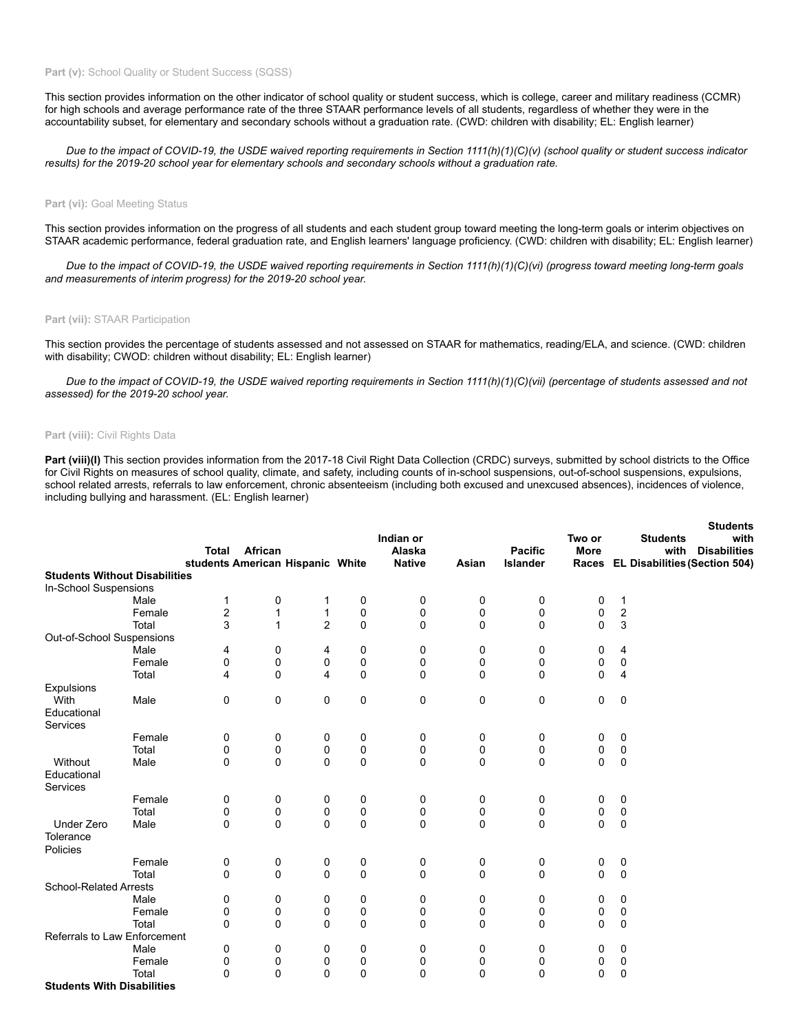**Part (v):** School Quality or Student Success (SQSS)

This section provides information on the other indicator of school quality or student success, which is college, career and military readiness (CCMR) for high schools and average performance rate of the three STAAR performance levels of all students, regardless of whether they were in the accountability subset, for elementary and secondary schools without a graduation rate. (CWD: children with disability; EL: English learner)

*Due to the impact of COVID-19, the USDE waived reporting requirements in Section 1111(h)(1)(C)(v) (school quality or student success indicator results) for the 2019-20 school year for elementary schools and secondary schools without a graduation rate.*

**Part (vi):** Goal Meeting Status

This section provides information on the progress of all students and each student group toward meeting the long-term goals or interim objectives on STAAR academic performance, federal graduation rate, and English learners' language proficiency. (CWD: children with disability; EL: English learner)

*Due to the impact of COVID-19, the USDE waived reporting requirements in Section 1111(h)(1)(C)(vi) (progress toward meeting long-term goals and measurements of interim progress) for the 2019-20 school year.*

**Part (vii):** STAAR Participation

This section provides the percentage of students assessed and not assessed on STAAR for mathematics, reading/ELA, and science. (CWD: children with disability; CWOD: children without disability; EL: English learner)

*Due to the impact of COVID-19, the USDE waived reporting requirements in Section 1111(h)(1)(C)(vii) (percentage of students assessed and not assessed) for the 2019-20 school year.*

**Part (viii):** Civil Rights Data

**Part (viii)(I)** This section provides information from the 2017-18 Civil Right Data Collection (CRDC) surveys, submitted by school districts to the Office for Civil Rights on measures of school quality, climate, and safety, including counts of in-school suspensions, out-of-school suspensions, expulsions, school related arrests, referrals to law enforcement, chronic absenteeism (including both excused and unexcused absences), incidences of violence, including bullying and harassment. (EL: English learner)

| | | Total students | African American | Hispanic | White | Indian or Alaska Native | Asian | Pacific Islander | Two or More Races | EL | Students with Disabilities | Students with Disabilities (Section 504) |
|---|---|---|---|---|---|---|---|---|---|---|---|---|
| **Students Without Disabilities** | | | | | | | | | | | | |
| In-School Suspensions | | | | | | | | | | | | |
| | Male | 1 | 0 | 1 | 0 | 0 | 0 | 0 | 0 | 1 | | |
| | Female | 2 | 1 | 1 | 0 | 0 | 0 | 0 | 0 | 2 | | |
| | Total | 3 | 1 | 2 | 0 | 0 | 0 | 0 | 0 | 3 | | |
| Out-of-School Suspensions | | | | | | | | | | | | |
| | Male | 4 | 0 | 4 | 0 | 0 | 0 | 0 | 0 | 4 | | |
| | Female | 0 | 0 | 0 | 0 | 0 | 0 | 0 | 0 | 0 | | |
| | Total | 4 | 0 | 4 | 0 | 0 | 0 | 0 | 0 | 4 | | |
| Expulsions | | | | | | | | | | | | |
| With Educational Services | Male | 0 | 0 | 0 | 0 | 0 | 0 | 0 | 0 | 0 | | |
| | Female | 0 | 0 | 0 | 0 | 0 | 0 | 0 | 0 | 0 | | |
| | Total | 0 | 0 | 0 | 0 | 0 | 0 | 0 | 0 | 0 | | |
| Without Educational Services | Male | 0 | 0 | 0 | 0 | 0 | 0 | 0 | 0 | 0 | | |
| | Female | 0 | 0 | 0 | 0 | 0 | 0 | 0 | 0 | 0 | | |
| | Total | 0 | 0 | 0 | 0 | 0 | 0 | 0 | 0 | 0 | | |
| Under Zero Tolerance Policies | Male | 0 | 0 | 0 | 0 | 0 | 0 | 0 | 0 | 0 | | |
| | Female | 0 | 0 | 0 | 0 | 0 | 0 | 0 | 0 | 0 | | |
| | Total | 0 | 0 | 0 | 0 | 0 | 0 | 0 | 0 | 0 | | |
| School-Related Arrests | | | | | | | | | | | | |
| | Male | 0 | 0 | 0 | 0 | 0 | 0 | 0 | 0 | 0 | | |
| | Female | 0 | 0 | 0 | 0 | 0 | 0 | 0 | 0 | 0 | | |
| | Total | 0 | 0 | 0 | 0 | 0 | 0 | 0 | 0 | 0 | | |
| Referrals to Law Enforcement | | | | | | | | | | | | |
| | Male | 0 | 0 | 0 | 0 | 0 | 0 | 0 | 0 | 0 | | |
| | Female | 0 | 0 | 0 | 0 | 0 | 0 | 0 | 0 | 0 | | |
| | Total | 0 | 0 | 0 | 0 | 0 | 0 | 0 | 0 | 0 | | |
| **Students With Disabilities** | | | | | | | | | | | | |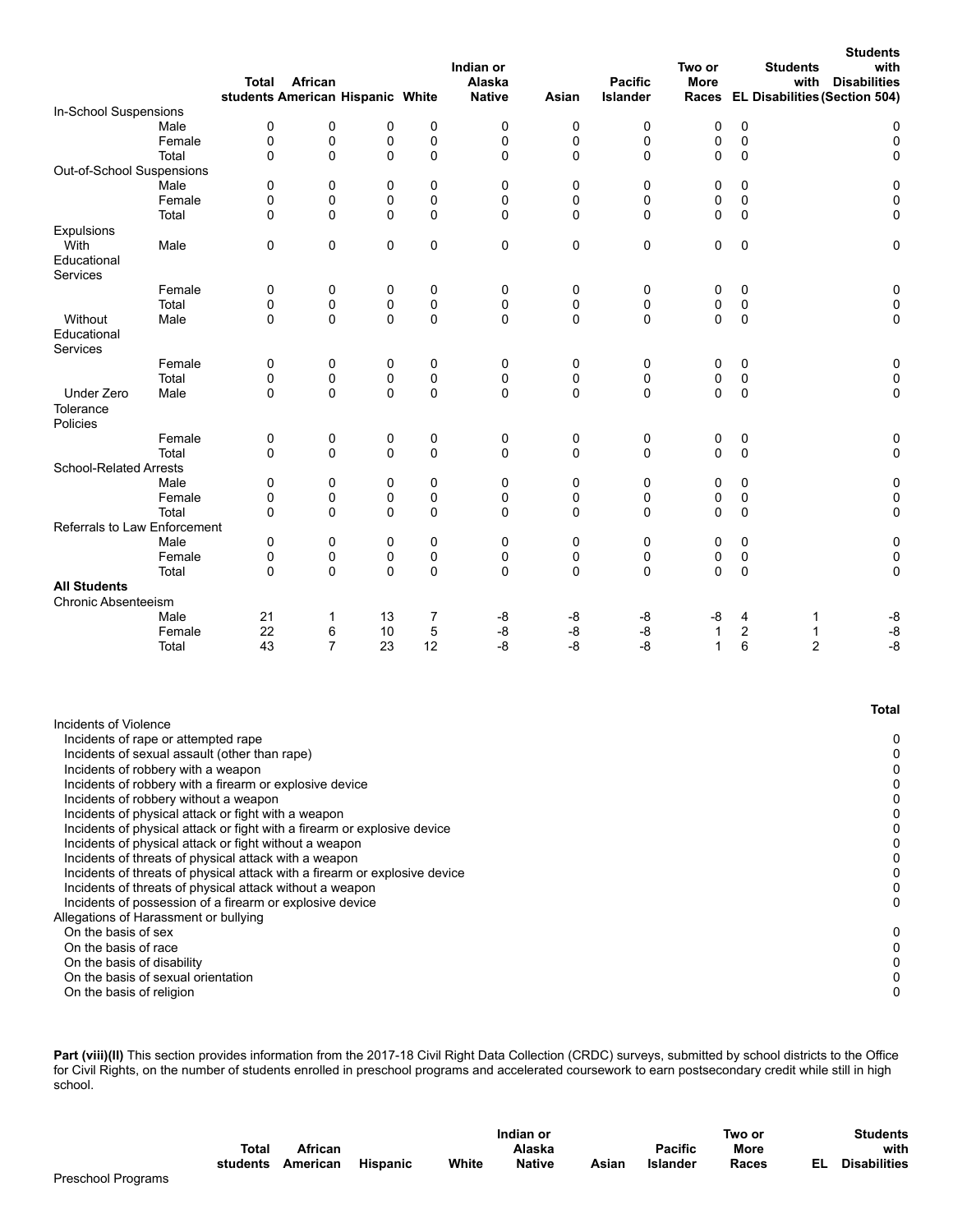| | | Total students | African American | Hispanic | White | Indian or Alaska Native | Asian | Pacific Islander | Two or More Races | EL | Students with Disabilities | Students with Disabilities (Section 504) |
|---|---|---|---|---|---|---|---|---|---|---|---|---|
| In-School Suspensions | | | | | | | | | | | | |
| | Male | 0 | 0 | 0 | 0 | 0 | 0 | 0 | 0 | 0 | | 0 |
| | Female | 0 | 0 | 0 | 0 | 0 | 0 | 0 | 0 | 0 | | 0 |
| | Total | 0 | 0 | 0 | 0 | 0 | 0 | 0 | 0 | 0 | | 0 |
| Out-of-School Suspensions | | | | | | | | | | | | |
| | Male | 0 | 0 | 0 | 0 | 0 | 0 | 0 | 0 | 0 | | 0 |
| | Female | 0 | 0 | 0 | 0 | 0 | 0 | 0 | 0 | 0 | | 0 |
| | Total | 0 | 0 | 0 | 0 | 0 | 0 | 0 | 0 | 0 | | 0 |
| Expulsions | | | | | | | | | | | | |
| With Educational Services | Male | 0 | 0 | 0 | 0 | 0 | 0 | 0 | 0 | 0 | | 0 |
| | Female | 0 | 0 | 0 | 0 | 0 | 0 | 0 | 0 | 0 | | 0 |
| | Total | 0 | 0 | 0 | 0 | 0 | 0 | 0 | 0 | 0 | | 0 |
| Without Educational Services | Male | 0 | 0 | 0 | 0 | 0 | 0 | 0 | 0 | 0 | | 0 |
| | Female | 0 | 0 | 0 | 0 | 0 | 0 | 0 | 0 | 0 | | 0 |
| | Total | 0 | 0 | 0 | 0 | 0 | 0 | 0 | 0 | 0 | | 0 |
| Under Zero Tolerance Policies | Male | 0 | 0 | 0 | 0 | 0 | 0 | 0 | 0 | 0 | | 0 |
| | Female | 0 | 0 | 0 | 0 | 0 | 0 | 0 | 0 | 0 | | 0 |
| | Total | 0 | 0 | 0 | 0 | 0 | 0 | 0 | 0 | 0 | | 0 |
| School-Related Arrests | | | | | | | | | | | | |
| | Male | 0 | 0 | 0 | 0 | 0 | 0 | 0 | 0 | 0 | | 0 |
| | Female | 0 | 0 | 0 | 0 | 0 | 0 | 0 | 0 | 0 | | 0 |
| | Total | 0 | 0 | 0 | 0 | 0 | 0 | 0 | 0 | 0 | | 0 |
| Referrals to Law Enforcement | | | | | | | | | | | | |
| | Male | 0 | 0 | 0 | 0 | 0 | 0 | 0 | 0 | 0 | | 0 |
| | Female | 0 | 0 | 0 | 0 | 0 | 0 | 0 | 0 | 0 | | 0 |
| | Total | 0 | 0 | 0 | 0 | 0 | 0 | 0 | 0 | 0 | | 0 |
| **All Students** | | | | | | | | | | | | |
| Chronic Absenteeism | | | | | | | | | | | | |
| | Male | 21 | 1 | 13 | 7 | -8 | -8 | -8 | -8 | 4 | 1 | -8 |
| | Female | 22 | 6 | 10 | 5 | -8 | -8 | -8 | 1 | 2 | 1 | -8 |
| | Total | 43 | 7 | 23 | 12 | -8 | -8 | -8 | 1 | 6 | 2 | -8 |

| | Total |
|---|---|
| Incidents of Violence | |
| Incidents of rape or attempted rape | 0 |
| Incidents of sexual assault (other than rape) | 0 |
| Incidents of robbery with a weapon | 0 |
| Incidents of robbery with a firearm or explosive device | 0 |
| Incidents of robbery without a weapon | 0 |
| Incidents of physical attack or fight with a weapon | 0 |
| Incidents of physical attack or fight with a firearm or explosive device | 0 |
| Incidents of physical attack or fight without a weapon | 0 |
| Incidents of threats of physical attack with a weapon | 0 |
| Incidents of threats of physical attack with a firearm or explosive device | 0 |
| Incidents of threats of physical attack without a weapon | 0 |
| Incidents of possession of a firearm or explosive device | 0 |
| Allegations of Harassment or bullying | |
| On the basis of sex | 0 |
| On the basis of race | 0 |
| On the basis of disability | 0 |
| On the basis of sexual orientation | 0 |
| On the basis of religion | 0 |

**Part (viii)(II)** This section provides information from the 2017-18 Civil Right Data Collection (CRDC) surveys, submitted by school districts to the Office for Civil Rights, on the number of students enrolled in preschool programs and accelerated coursework to earn postsecondary credit while still in high school.

| | Total students | African American | Hispanic | White | Indian or Alaska Native | Asian | Pacific Islander | Two or More Races | EL | Students with Disabilities |
|---|---|---|---|---|---|---|---|---|---|---|
| Preschool Programs | | | | | | | | | | |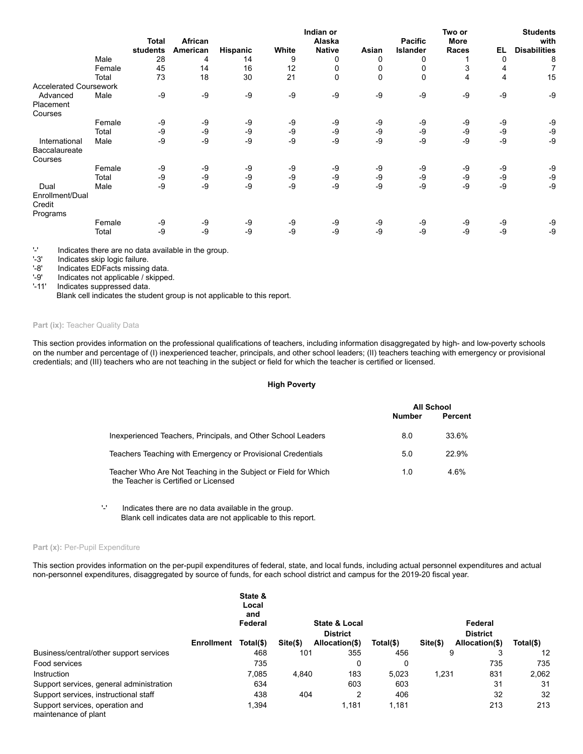| | | Total students | African American | Hispanic | White | Indian or Alaska Native | Asian | Pacific Islander | Two or More Races | EL | Students with Disabilities |
|---|---|---|---|---|---|---|---|---|---|---|---|
| | Male | 28 | 4 | 14 | 9 | 0 | 0 | 0 | 1 | 0 | 8 |
| | Female | 45 | 14 | 16 | 12 | 0 | 0 | 0 | 3 | 4 | 7 |
| | Total | 73 | 18 | 30 | 21 | 0 | 0 | 0 | 4 | 4 | 15 |
| Accelerated Coursework | | | | | | | | | | | |
| Advanced Placement Courses | Male | -9 | -9 | -9 | -9 | -9 | -9 | -9 | -9 | -9 | -9 |
| | Female | -9 | -9 | -9 | -9 | -9 | -9 | -9 | -9 | -9 | -9 |
| | Total | -9 | -9 | -9 | -9 | -9 | -9 | -9 | -9 | -9 | -9 |
| International Baccalaureate Courses | Male | -9 | -9 | -9 | -9 | -9 | -9 | -9 | -9 | -9 | -9 |
| | Female | -9 | -9 | -9 | -9 | -9 | -9 | -9 | -9 | -9 | -9 |
| | Total | -9 | -9 | -9 | -9 | -9 | -9 | -9 | -9 | -9 | -9 |
| Dual Enrollment/Dual Credit Programs | Male | -9 | -9 | -9 | -9 | -9 | -9 | -9 | -9 | -9 | -9 |
| | Female | -9 | -9 | -9 | -9 | -9 | -9 | -9 | -9 | -9 | -9 |
| | Total | -9 | -9 | -9 | -9 | -9 | -9 | -9 | -9 | -9 | -9 |

'-' Indicates there are no data available in the group.
'-3' Indicates skip logic failure.
'-8' Indicates EDFacts missing data.
'-9' Indicates not applicable / skipped.
'-11' Indicates suppressed data.
Blank cell indicates the student group is not applicable to this report.

**Part (ix):** Teacher Quality Data

This section provides information on the professional qualifications of teachers, including information disaggregated by high- and low-poverty schools on the number and percentage of (I) inexperienced teacher, principals, and other school leaders; (II) teachers teaching with emergency or provisional credentials; and (III) teachers who are not teaching in the subject or field for which the teacher is certified or licensed.

**High Poverty**

| | All School | |
|---|---|---|
| | Number | Percent |
| Inexperienced Teachers, Principals, and Other School Leaders | 8.0 | 33.6% |
| Teachers Teaching with Emergency or Provisional Credentials | 5.0 | 22.9% |
| Teacher Who Are Not Teaching in the Subject or Field for Which the Teacher is Certified or Licensed | 1.0 | 4.6% |

'-' Indicates there are no data available in the group.
Blank cell indicates data are not applicable to this report.

**Part (x):** Per-Pupil Expenditure

This section provides information on the per-pupil expenditures of federal, state, and local funds, including actual personnel expenditures and actual non-personnel expenditures, disaggregated by source of funds, for each school district and campus for the 2019-20 fiscal year.

| | Enrollment | State & Local and Federal Total($) | State & Local Site($) | State & Local District Allocation($) | State & Local Total($) | Federal Site($) | Federal District Allocation($) | Federal Total($) |
|---|---|---|---|---|---|---|---|---|
| Business/central/other support services | | 468 | 101 | 355 | 456 | 9 | 3 | 12 |
| Food services | | 735 | | 0 | 0 | | 735 | 735 |
| Instruction | | 7,085 | 4,840 | 183 | 5,023 | 1,231 | 831 | 2,062 |
| Support services, general administration | | 634 | | 603 | 603 | | 31 | 31 |
| Support services, instructional staff | | 438 | 404 | 2 | 406 | | 32 | 32 |
| Support services, operation and maintenance of plant | | 1,394 | | 1,181 | 1,181 | | 213 | 213 |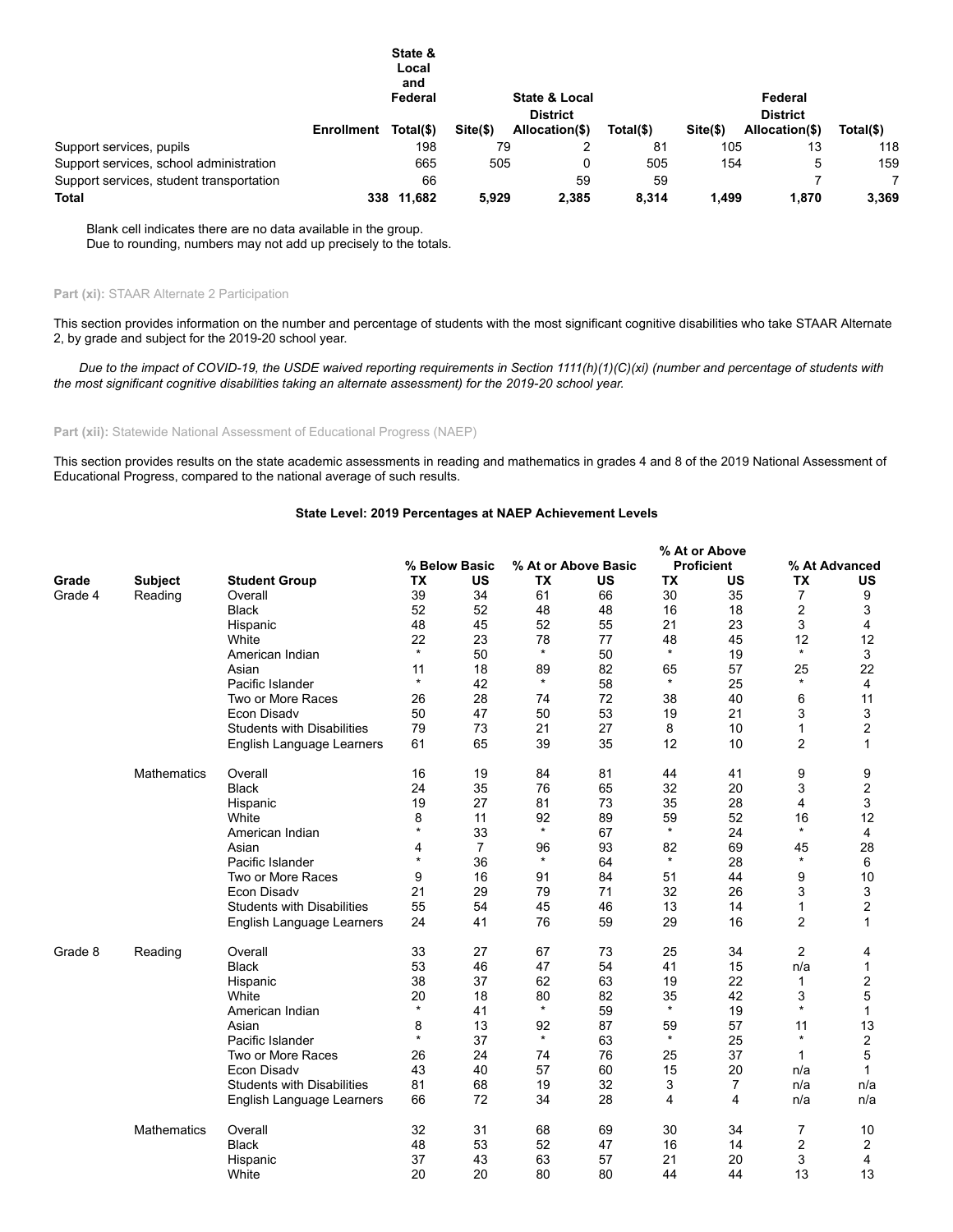| | Enrollment | State & Local and Federal Total($) | State & Local Site($) | State & Local District Allocation($) | State & Local Total($) | Federal Site($) | Federal District Allocation($) | Federal Total($) |
|---|---|---|---|---|---|---|---|---|
| Support services, pupils | | 198 | 79 | 2 | 81 | 105 | 13 | 118 |
| Support services, school administration | | 665 | 505 | 0 | 505 | 154 | 5 | 159 |
| Support services, student transportation | | 66 | | 59 | 59 | | 7 | 7 |
| **Total** | **338** | **11,682** | **5,929** | **2,385** | **8,314** | **1,499** | **1,870** | **3,369** |

Blank cell indicates there are no data available in the group.
Due to rounding, numbers may not add up precisely to the totals.

**Part (xi):** STAAR Alternate 2 Participation

This section provides information on the number and percentage of students with the most significant cognitive disabilities who take STAAR Alternate 2, by grade and subject for the 2019-20 school year.

*Due to the impact of COVID-19, the USDE waived reporting requirements in Section 1111(h)(1)(C)(xi) (number and percentage of students with the most significant cognitive disabilities taking an alternate assessment) for the 2019-20 school year.*

**Part (xii):** Statewide National Assessment of Educational Progress (NAEP)

This section provides results on the state academic assessments in reading and mathematics in grades 4 and 8 of the 2019 National Assessment of Educational Progress, compared to the national average of such results.

**State Level: 2019 Percentages at NAEP Achievement Levels**

| Grade | Subject | Student Group | % Below Basic TX | % Below Basic US | % At or Above Basic TX | % At or Above Basic US | % At or Above Proficient TX | % At or Above Proficient US | % At Advanced TX | % At Advanced US |
|---|---|---|---|---|---|---|---|---|---|---|
| Grade 4 | Reading | Overall | 39 | 34 | 61 | 66 | 30 | 35 | 7 | 9 |
| | | Black | 52 | 52 | 48 | 48 | 16 | 18 | 2 | 3 |
| | | Hispanic | 48 | 45 | 52 | 55 | 21 | 23 | 3 | 4 |
| | | White | 22 | 23 | 78 | 77 | 48 | 45 | 12 | 12 |
| | | American Indian | * | 50 | * | 50 | * | 19 | * | 3 |
| | | Asian | 11 | 18 | 89 | 82 | 65 | 57 | 25 | 22 |
| | | Pacific Islander | * | 42 | * | 58 | * | 25 | * | 4 |
| | | Two or More Races | 26 | 28 | 74 | 72 | 38 | 40 | 6 | 11 |
| | | Econ Disadv | 50 | 47 | 50 | 53 | 19 | 21 | 3 | 3 |
| | | Students with Disabilities | 79 | 73 | 21 | 27 | 8 | 10 | 1 | 2 |
| | | English Language Learners | 61 | 65 | 39 | 35 | 12 | 10 | 2 | 1 |
| | Mathematics | Overall | 16 | 19 | 84 | 81 | 44 | 41 | 9 | 9 |
| | | Black | 24 | 35 | 76 | 65 | 32 | 20 | 3 | 2 |
| | | Hispanic | 19 | 27 | 81 | 73 | 35 | 28 | 4 | 3 |
| | | White | 8 | 11 | 92 | 89 | 59 | 52 | 16 | 12 |
| | | American Indian | * | 33 | * | 67 | * | 24 | * | 4 |
| | | Asian | 4 | 7 | 96 | 93 | 82 | 69 | 45 | 28 |
| | | Pacific Islander | * | 36 | * | 64 | * | 28 | * | 6 |
| | | Two or More Races | 9 | 16 | 91 | 84 | 51 | 44 | 9 | 10 |
| | | Econ Disadv | 21 | 29 | 79 | 71 | 32 | 26 | 3 | 3 |
| | | Students with Disabilities | 55 | 54 | 45 | 46 | 13 | 14 | 1 | 2 |
| | | English Language Learners | 24 | 41 | 76 | 59 | 29 | 16 | 2 | 1 |
| Grade 8 | Reading | Overall | 33 | 27 | 67 | 73 | 25 | 34 | 2 | 4 |
| | | Black | 53 | 46 | 47 | 54 | 41 | 15 | n/a | 1 |
| | | Hispanic | 38 | 37 | 62 | 63 | 19 | 22 | 1 | 2 |
| | | White | 20 | 18 | 80 | 82 | 35 | 42 | 3 | 5 |
| | | American Indian | * | 41 | * | 59 | * | 19 | * | 1 |
| | | Asian | 8 | 13 | 92 | 87 | 59 | 57 | 11 | 13 |
| | | Pacific Islander | * | 37 | * | 63 | * | 25 | * | 2 |
| | | Two or More Races | 26 | 24 | 74 | 76 | 25 | 37 | 1 | 5 |
| | | Econ Disadv | 43 | 40 | 57 | 60 | 15 | 20 | n/a | 1 |
| | | Students with Disabilities | 81 | 68 | 19 | 32 | 3 | 7 | n/a | n/a |
| | | English Language Learners | 66 | 72 | 34 | 28 | 4 | 4 | n/a | n/a |
| | Mathematics | Overall | 32 | 31 | 68 | 69 | 30 | 34 | 7 | 10 |
| | | Black | 48 | 53 | 52 | 47 | 16 | 14 | 2 | 2 |
| | | Hispanic | 37 | 43 | 63 | 57 | 21 | 20 | 3 | 4 |
| | | White | 20 | 20 | 80 | 80 | 44 | 44 | 13 | 13 |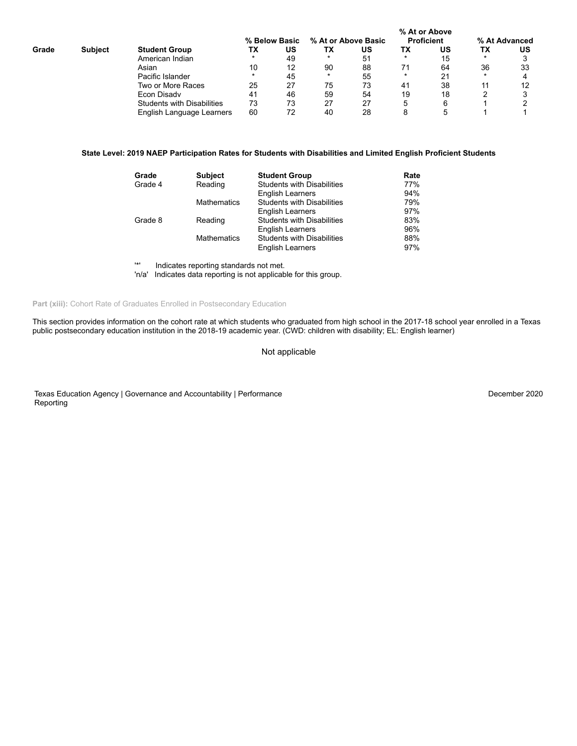| Grade | Subject | Student Group | % Below Basic | | % At or Above Basic | | % At or Above Proficient | | % At Advanced | |
|---|---|---|---|---|---|---|---|---|---|---|
| | | | TX | US | TX | US | TX | US | TX | US |
| | | American Indian | * | 49 | * | 51 | * | 15 | * | 3 |
| | | Asian | 10 | 12 | 90 | 88 | 71 | 64 | 36 | 33 |
| | | Pacific Islander | * | 45 | * | 55 | * | 21 | * | 4 |
| | | Two or More Races | 25 | 27 | 75 | 73 | 41 | 38 | 11 | 12 |
| | | Econ Disadv | 41 | 46 | 59 | 54 | 19 | 18 | 2 | 3 |
| | | Students with Disabilities | 73 | 73 | 27 | 27 | 5 | 6 | 1 | 2 |
| | | English Language Learners | 60 | 72 | 40 | 28 | 8 | 5 | 1 | 1 |

**State Level: 2019 NAEP Participation Rates for Students with Disabilities and Limited English Proficient Students**

| Grade | Subject | Student Group | Rate |
|---|---|---|---|
| Grade 4 | Reading | Students with Disabilities | 77% |
| | | English Learners | 94% |
| | Mathematics | Students with Disabilities | 79% |
| | | English Learners | 97% |
| Grade 8 | Reading | Students with Disabilities | 83% |
| | | English Learners | 96% |
| | Mathematics | Students with Disabilities | 88% |
| | | English Learners | 97% |

'*' Indicates reporting standards not met.
'n/a' Indicates data reporting is not applicable for this group.

**Part (xiii):** Cohort Rate of Graduates Enrolled in Postsecondary Education

This section provides information on the cohort rate at which students who graduated from high school in the 2017-18 school year enrolled in a Texas public postsecondary education institution in the 2018-19 academic year. (CWD: children with disability; EL: English learner)

Not applicable